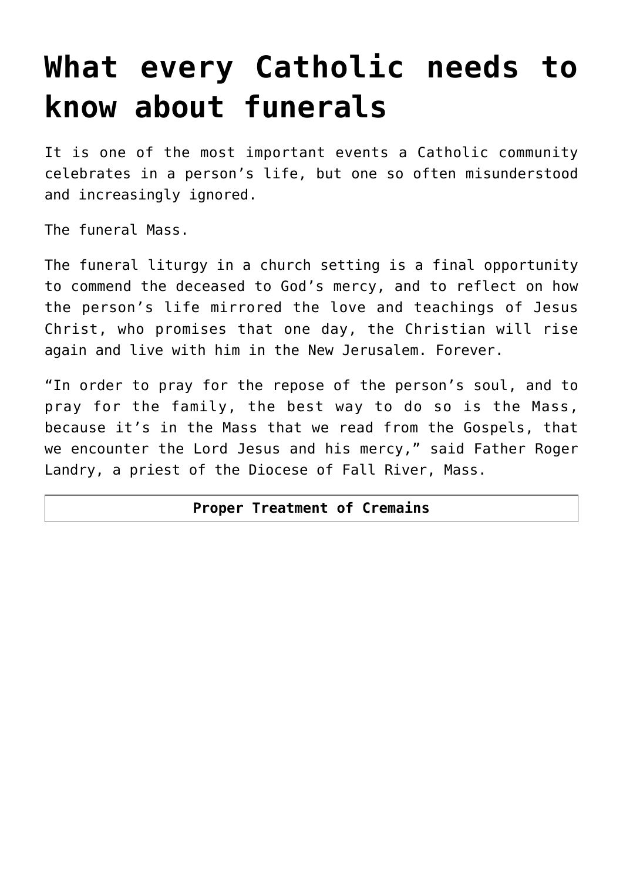# What every Catholic needs to know about funerals

It is one of the most important events a Catholic community celebrates in a person's life, but one so often misunderstood and increasingly ignored.

The funeral Mass.

The funeral liturgy in a church setting is a final opportunity to commend the deceased to God's mercy, and to reflect on how the person's life mirrored the love and teachings of Jesus Christ, who promises that one day, the Christian will rise again and live with him in the New Jerusalem. Forever.

"In order to pray for the repose of the person's soul, and to pray for the family, the best way to do so is the Mass, because it's in the Mass that we read from the Gospels, that we encounter the Lord Jesus and his mercy," said Father Roger Landry, a priest of the Diocese of Fall River, Mass.

| **Proper Treatment of Cremains** |
| --- |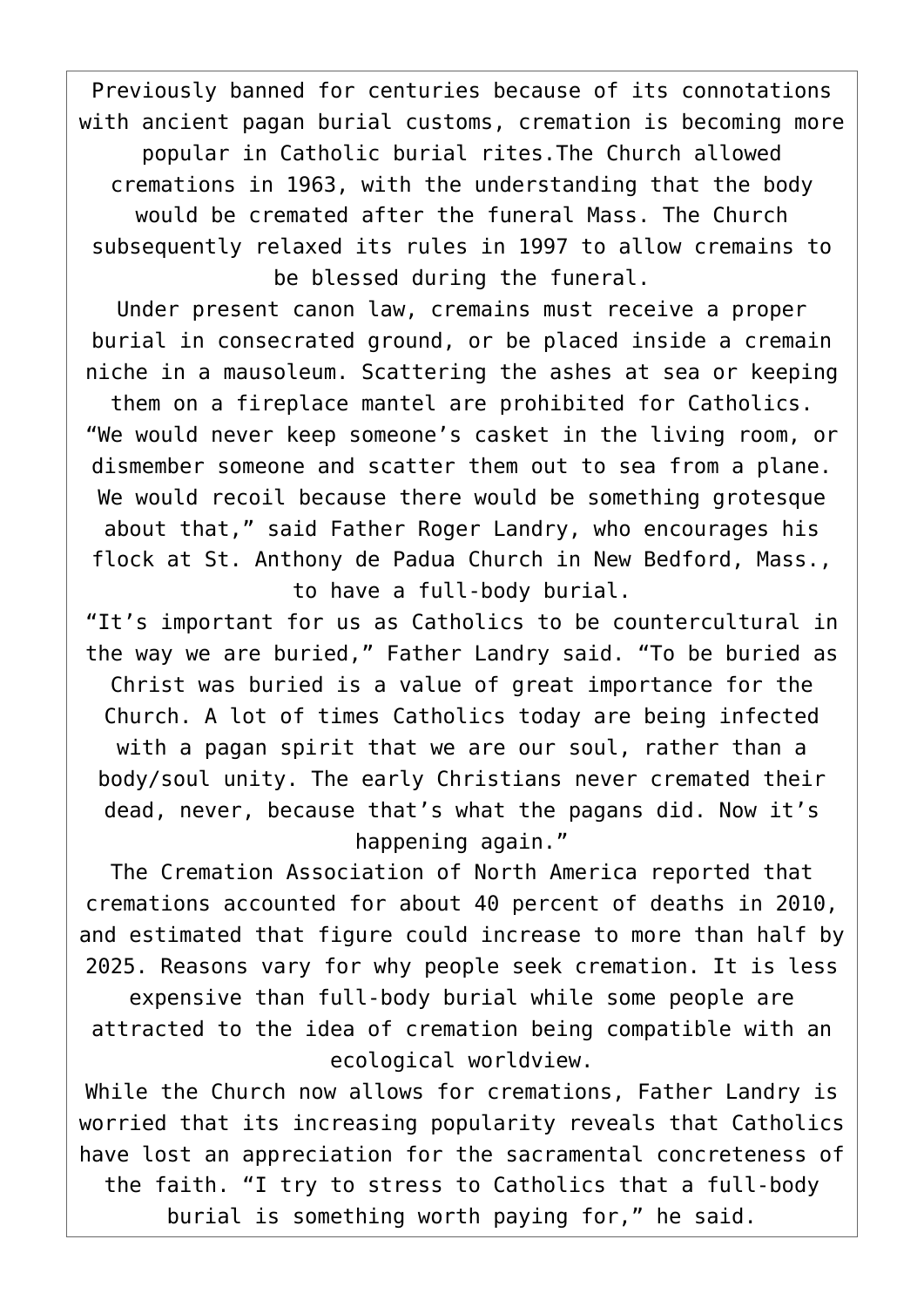Previously banned for centuries because of its connotations with ancient pagan burial customs, cremation is becoming more popular in Catholic burial rites.The Church allowed cremations in 1963, with the understanding that the body would be cremated after the funeral Mass. The Church subsequently relaxed its rules in 1997 to allow cremains to be blessed during the funeral.

Under present canon law, cremains must receive a proper burial in consecrated ground, or be placed inside a cremain niche in a mausoleum. Scattering the ashes at sea or keeping them on a fireplace mantel are prohibited for Catholics.

“We would never keep someone’s casket in the living room, or dismember someone and scatter them out to sea from a plane. We would recoil because there would be something grotesque about that,” said Father Roger Landry, who encourages his flock at St. Anthony de Padua Church in New Bedford, Mass., to have a full-body burial.

“It’s important for us as Catholics to be countercultural in the way we are buried,” Father Landry said. “To be buried as Christ was buried is a value of great importance for the Church. A lot of times Catholics today are being infected with a pagan spirit that we are our soul, rather than a body/soul unity. The early Christians never cremated their dead, never, because that’s what the pagans did. Now it’s happening again.”

The Cremation Association of North America reported that cremations accounted for about 40 percent of deaths in 2010, and estimated that figure could increase to more than half by 2025. Reasons vary for why people seek cremation. It is less expensive than full-body burial while some people are attracted to the idea of cremation being compatible with an ecological worldview.

While the Church now allows for cremations, Father Landry is worried that its increasing popularity reveals that Catholics have lost an appreciation for the sacramental concreteness of the faith. “I try to stress to Catholics that a full-body burial is something worth paying for,” he said.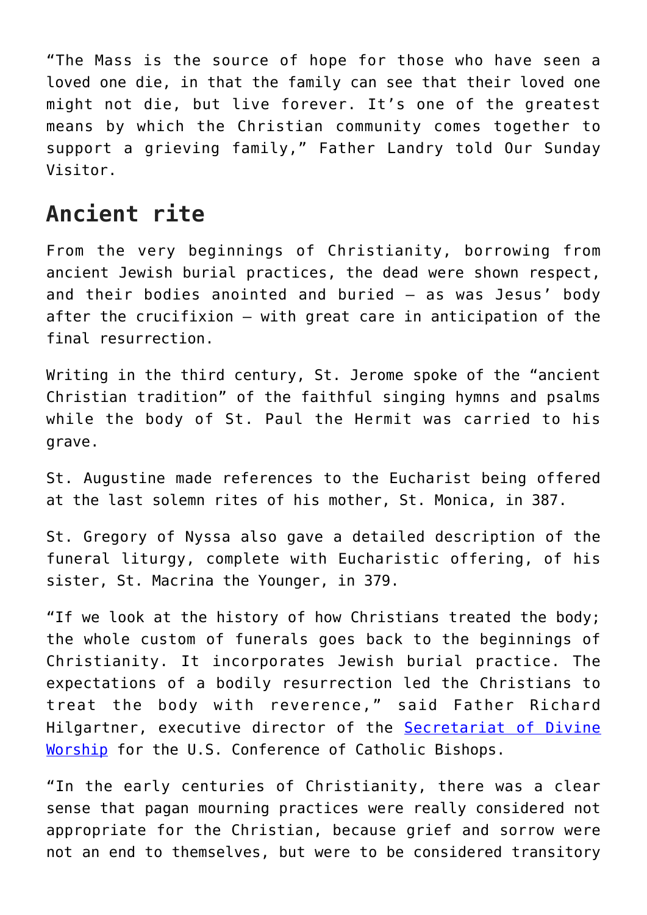"The Mass is the source of hope for those who have seen a loved one die, in that the family can see that their loved one might not die, but live forever. It's one of the greatest means by which the Christian community comes together to support a grieving family," Father Landry told Our Sunday Visitor.

## Ancient rite

From the very beginnings of Christianity, borrowing from ancient Jewish burial practices, the dead were shown respect, and their bodies anointed and buried — as was Jesus' body after the crucifixion — with great care in anticipation of the final resurrection.

Writing in the third century, St. Jerome spoke of the "ancient Christian tradition" of the faithful singing hymns and psalms while the body of St. Paul the Hermit was carried to his grave.

St. Augustine made references to the Eucharist being offered at the last solemn rites of his mother, St. Monica, in 387.

St. Gregory of Nyssa also gave a detailed description of the funeral liturgy, complete with Eucharistic offering, of his sister, St. Macrina the Younger, in 379.

"If we look at the history of how Christians treated the body; the whole custom of funerals goes back to the beginnings of Christianity. It incorporates Jewish burial practice. The expectations of a bodily resurrection led the Christians to treat the body with reverence," said Father Richard Hilgartner, executive director of the [Secretariat of Divine Worship](#) for the U.S. Conference of Catholic Bishops.

"In the early centuries of Christianity, there was a clear sense that pagan mourning practices were really considered not appropriate for the Christian, because grief and sorrow were not an end to themselves, but were to be considered transitory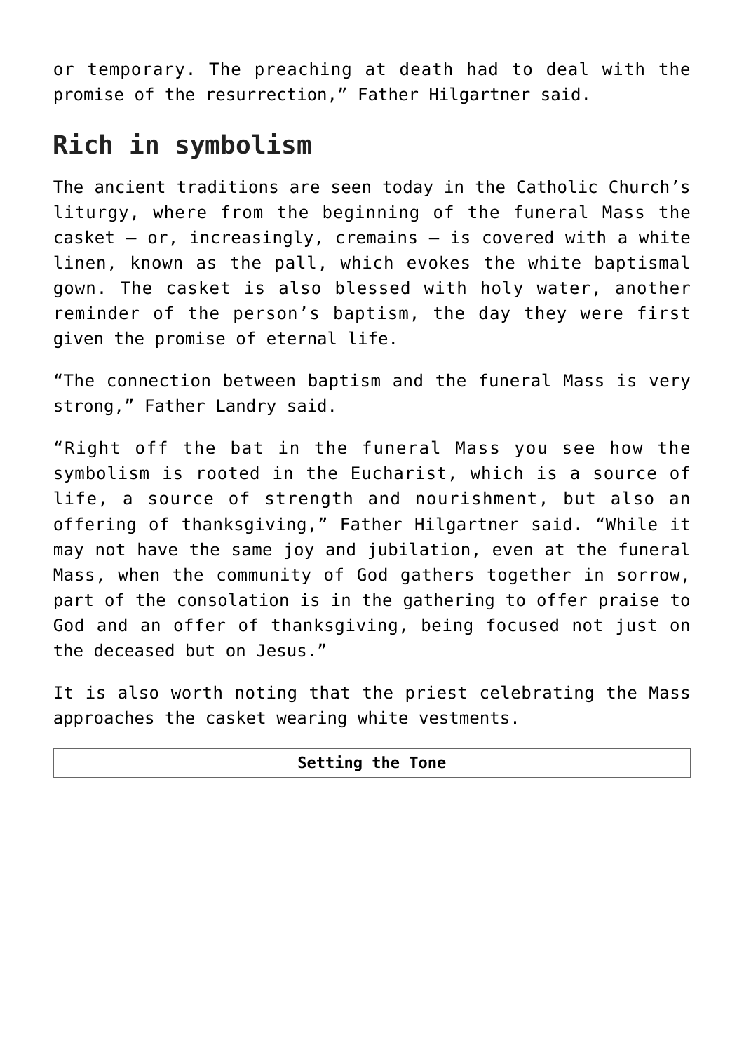or temporary. The preaching at death had to deal with the promise of the resurrection," Father Hilgartner said.

## Rich in symbolism

The ancient traditions are seen today in the Catholic Church's liturgy, where from the beginning of the funeral Mass the casket — or, increasingly, cremains — is covered with a white linen, known as the pall, which evokes the white baptismal gown. The casket is also blessed with holy water, another reminder of the person's baptism, the day they were first given the promise of eternal life.

"The connection between baptism and the funeral Mass is very strong," Father Landry said.

"Right off the bat in the funeral Mass you see how the symbolism is rooted in the Eucharist, which is a source of life, a source of strength and nourishment, but also an offering of thanksgiving," Father Hilgartner said. "While it may not have the same joy and jubilation, even at the funeral Mass, when the community of God gathers together in sorrow, part of the consolation is in the gathering to offer praise to God and an offer of thanksgiving, being focused not just on the deceased but on Jesus."

It is also worth noting that the priest celebrating the Mass approaches the casket wearing white vestments.

| **Setting the Tone** |
| --- |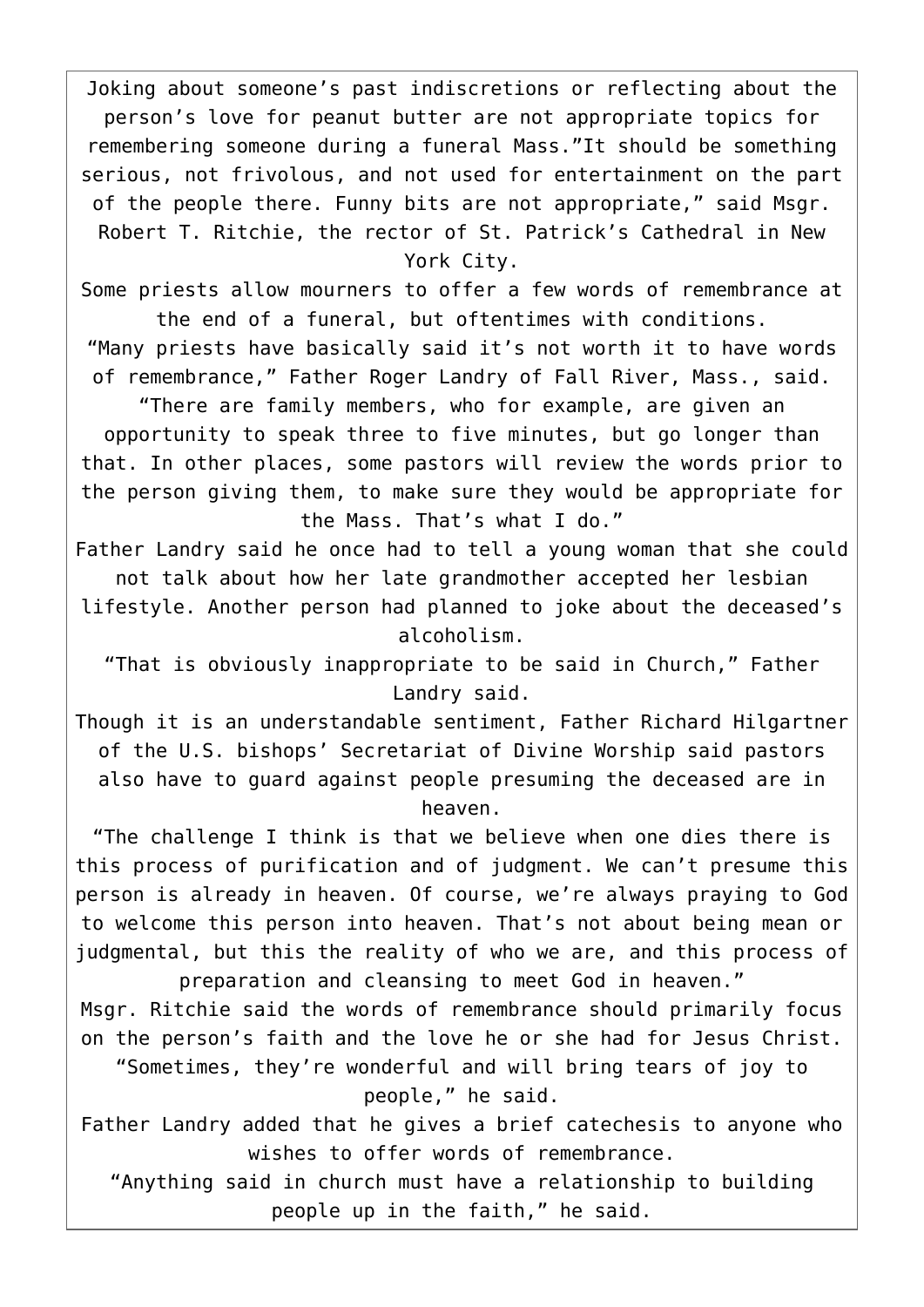Joking about someone's past indiscretions or reflecting about the person's love for peanut butter are not appropriate topics for remembering someone during a funeral Mass."It should be something serious, not frivolous, and not used for entertainment on the part of the people there. Funny bits are not appropriate," said Msgr. Robert T. Ritchie, the rector of St. Patrick's Cathedral in New York City.

Some priests allow mourners to offer a few words of remembrance at the end of a funeral, but oftentimes with conditions.

"Many priests have basically said it's not worth it to have words of remembrance," Father Roger Landry of Fall River, Mass., said. "There are family members, who for example, are given an opportunity to speak three to five minutes, but go longer than that. In other places, some pastors will review the words prior to the person giving them, to make sure they would be appropriate for the Mass. That's what I do."

Father Landry said he once had to tell a young woman that she could not talk about how her late grandmother accepted her lesbian lifestyle. Another person had planned to joke about the deceased's alcoholism.

"That is obviously inappropriate to be said in Church," Father Landry said.

Though it is an understandable sentiment, Father Richard Hilgartner of the U.S. bishops' Secretariat of Divine Worship said pastors also have to guard against people presuming the deceased are in heaven.

"The challenge I think is that we believe when one dies there is this process of purification and of judgment. We can't presume this person is already in heaven. Of course, we're always praying to God to welcome this person into heaven. That's not about being mean or judgmental, but this the reality of who we are, and this process of preparation and cleansing to meet God in heaven."

Msgr. Ritchie said the words of remembrance should primarily focus on the person's faith and the love he or she had for Jesus Christ.

"Sometimes, they're wonderful and will bring tears of joy to people," he said.

Father Landry added that he gives a brief catechesis to anyone who wishes to offer words of remembrance.

"Anything said in church must have a relationship to building people up in the faith," he said.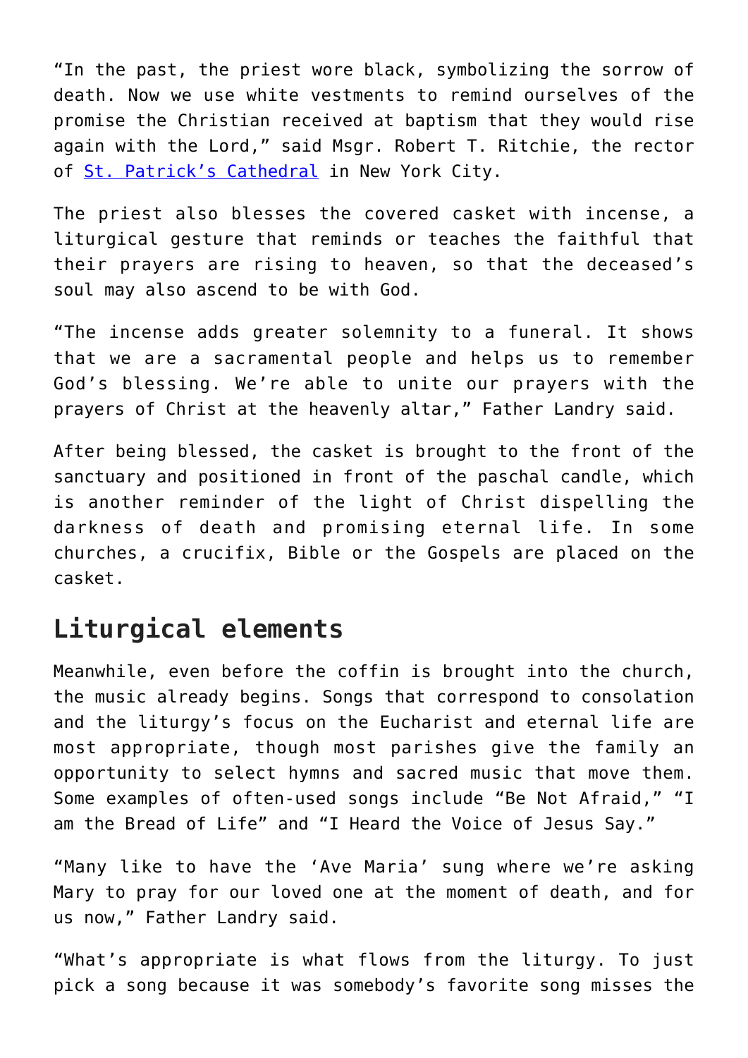"In the past, the priest wore black, symbolizing the sorrow of death. Now we use white vestments to remind ourselves of the promise the Christian received at baptism that they would rise again with the Lord," said Msgr. Robert T. Ritchie, the rector of [St. Patrick's Cathedral](#) in New York City.

The priest also blesses the covered casket with incense, a liturgical gesture that reminds or teaches the faithful that their prayers are rising to heaven, so that the deceased's soul may also ascend to be with God.

"The incense adds greater solemnity to a funeral. It shows that we are a sacramental people and helps us to remember God's blessing. We're able to unite our prayers with the prayers of Christ at the heavenly altar," Father Landry said.

After being blessed, the casket is brought to the front of the sanctuary and positioned in front of the paschal candle, which is another reminder of the light of Christ dispelling the darkness of death and promising eternal life. In some churches, a crucifix, Bible or the Gospels are placed on the casket.

## Liturgical elements

Meanwhile, even before the coffin is brought into the church, the music already begins. Songs that correspond to consolation and the liturgy's focus on the Eucharist and eternal life are most appropriate, though most parishes give the family an opportunity to select hymns and sacred music that move them. Some examples of often-used songs include "Be Not Afraid," "I am the Bread of Life" and "I Heard the Voice of Jesus Say."

"Many like to have the 'Ave Maria' sung where we're asking Mary to pray for our loved one at the moment of death, and for us now," Father Landry said.

"What's appropriate is what flows from the liturgy. To just pick a song because it was somebody's favorite song misses the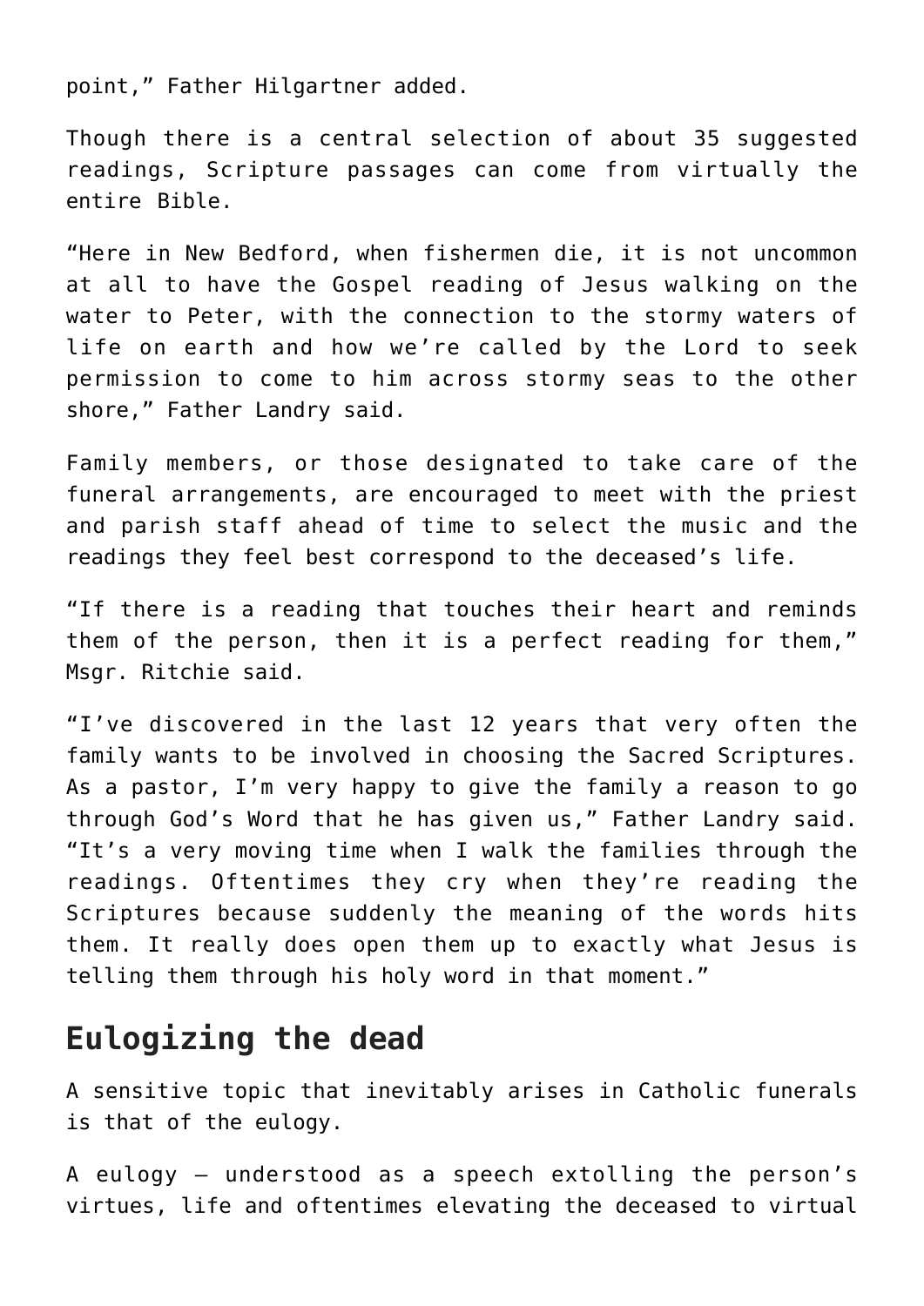point," Father Hilgartner added.

Though there is a central selection of about 35 suggested readings, Scripture passages can come from virtually the entire Bible.

"Here in New Bedford, when fishermen die, it is not uncommon at all to have the Gospel reading of Jesus walking on the water to Peter, with the connection to the stormy waters of life on earth and how we're called by the Lord to seek permission to come to him across stormy seas to the other shore," Father Landry said.

Family members, or those designated to take care of the funeral arrangements, are encouraged to meet with the priest and parish staff ahead of time to select the music and the readings they feel best correspond to the deceased's life.

"If there is a reading that touches their heart and reminds them of the person, then it is a perfect reading for them," Msgr. Ritchie said.

"I've discovered in the last 12 years that very often the family wants to be involved in choosing the Sacred Scriptures. As a pastor, I'm very happy to give the family a reason to go through God's Word that he has given us," Father Landry said. "It's a very moving time when I walk the families through the readings. Oftentimes they cry when they're reading the Scriptures because suddenly the meaning of the words hits them. It really does open them up to exactly what Jesus is telling them through his holy word in that moment."

## Eulogizing the dead

A sensitive topic that inevitably arises in Catholic funerals is that of the eulogy.

A eulogy — understood as a speech extolling the person's virtues, life and oftentimes elevating the deceased to virtual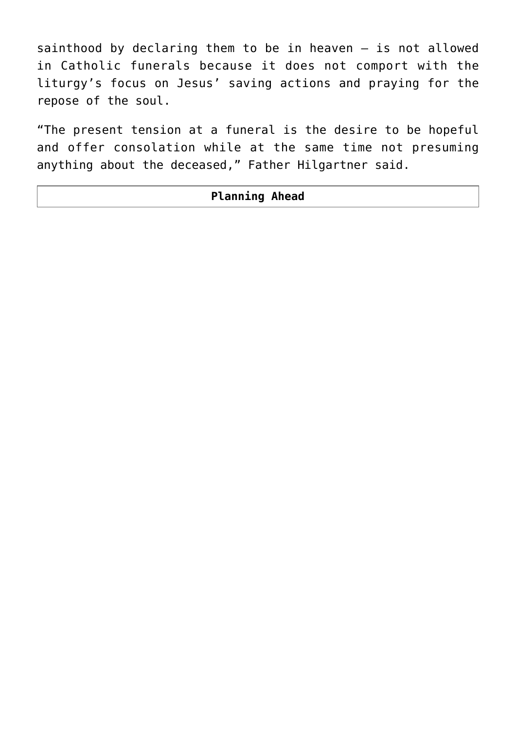sainthood by declaring them to be in heaven – is not allowed in Catholic funerals because it does not comport with the liturgy's focus on Jesus' saving actions and praying for the repose of the soul.

"The present tension at a funeral is the desire to be hopeful and offer consolation while at the same time not presuming anything about the deceased," Father Hilgartner said.

| **Planning Ahead** |
| --- |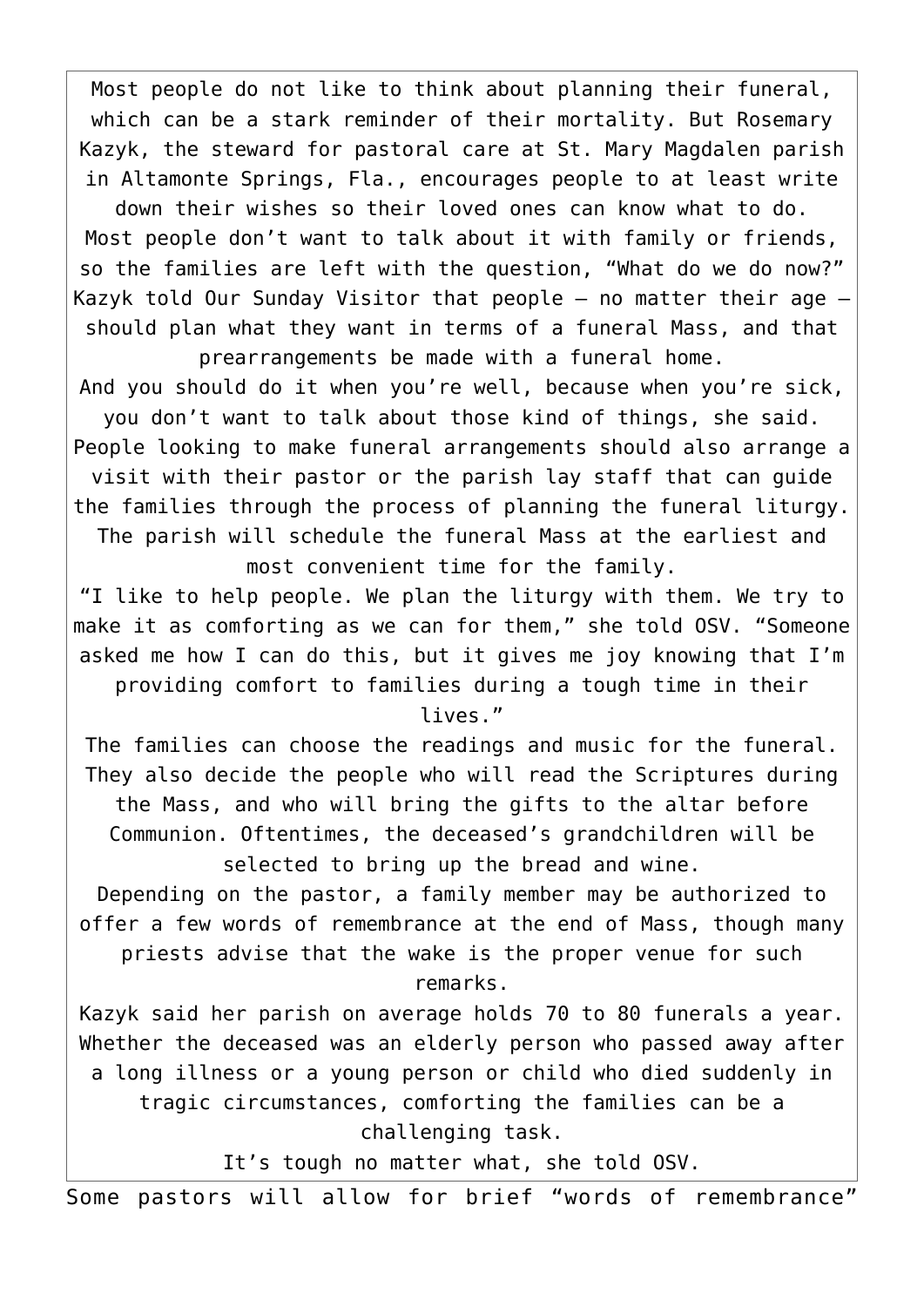Most people do not like to think about planning their funeral, which can be a stark reminder of their mortality. But Rosemary Kazyk, the steward for pastoral care at St. Mary Magdalen parish in Altamonte Springs, Fla., encourages people to at least write down their wishes so their loved ones can know what to do.

Most people don't want to talk about it with family or friends, so the families are left with the question, "What do we do now?"

Kazyk told Our Sunday Visitor that people — no matter their age — should plan what they want in terms of a funeral Mass, and that prearrangements be made with a funeral home.

And you should do it when you're well, because when you're sick, you don't want to talk about those kind of things, she said.

People looking to make funeral arrangements should also arrange a visit with their pastor or the parish lay staff that can guide the families through the process of planning the funeral liturgy. The parish will schedule the funeral Mass at the earliest and most convenient time for the family.

"I like to help people. We plan the liturgy with them. We try to make it as comforting as we can for them," she told OSV. "Someone asked me how I can do this, but it gives me joy knowing that I'm providing comfort to families during a tough time in their lives."

The families can choose the readings and music for the funeral. They also decide the people who will read the Scriptures during the Mass, and who will bring the gifts to the altar before Communion. Oftentimes, the deceased's grandchildren will be selected to bring up the bread and wine.

Depending on the pastor, a family member may be authorized to offer a few words of remembrance at the end of Mass, though many priests advise that the wake is the proper venue for such remarks.

Kazyk said her parish on average holds 70 to 80 funerals a year. Whether the deceased was an elderly person who passed away after a long illness or a young person or child who died suddenly in tragic circumstances, comforting the families can be a challenging task.

It's tough no matter what, she told OSV.

Some pastors will allow for brief "words of remembrance"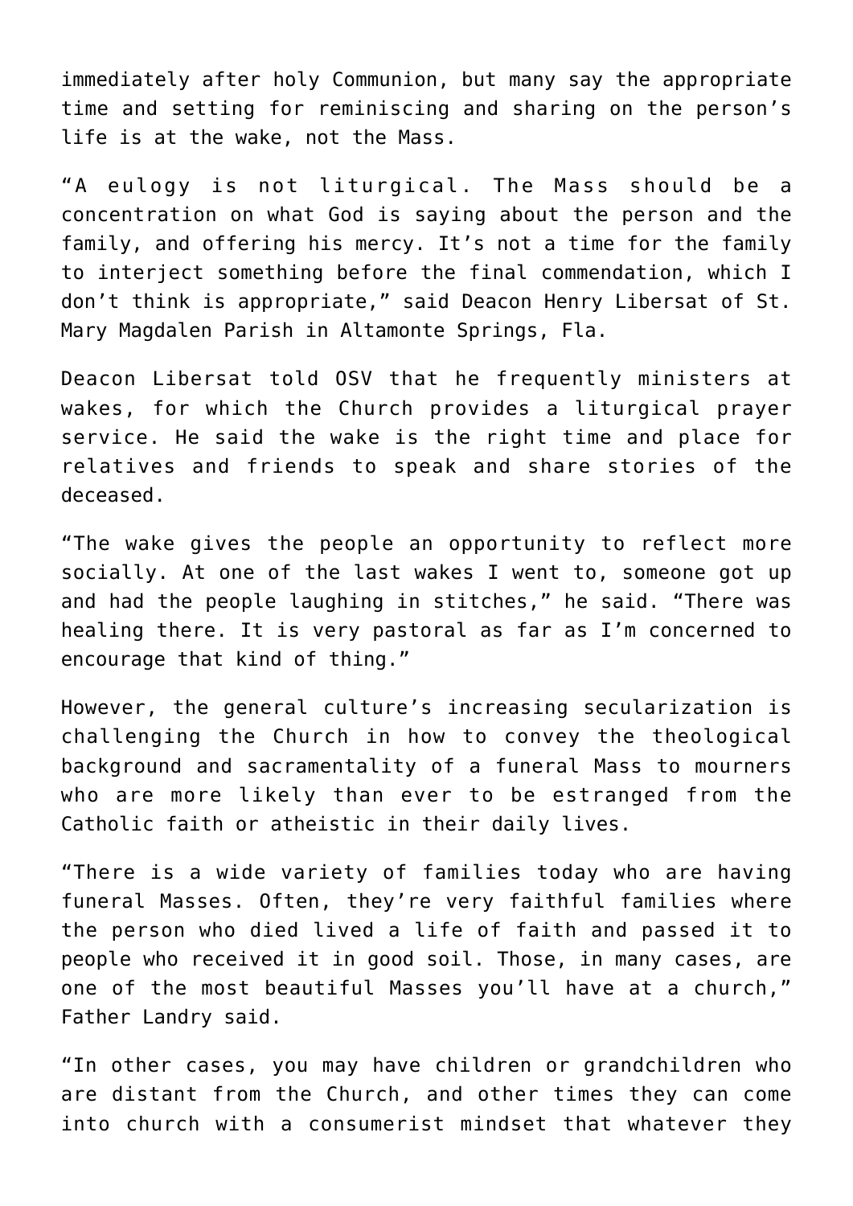immediately after holy Communion, but many say the appropriate time and setting for reminiscing and sharing on the person's life is at the wake, not the Mass.

"A eulogy is not liturgical. The Mass should be a concentration on what God is saying about the person and the family, and offering his mercy. It's not a time for the family to interject something before the final commendation, which I don't think is appropriate," said Deacon Henry Libersat of St. Mary Magdalen Parish in Altamonte Springs, Fla.

Deacon Libersat told OSV that he frequently ministers at wakes, for which the Church provides a liturgical prayer service. He said the wake is the right time and place for relatives and friends to speak and share stories of the deceased.

"The wake gives the people an opportunity to reflect more socially. At one of the last wakes I went to, someone got up and had the people laughing in stitches," he said. "There was healing there. It is very pastoral as far as I'm concerned to encourage that kind of thing."

However, the general culture's increasing secularization is challenging the Church in how to convey the theological background and sacramentality of a funeral Mass to mourners who are more likely than ever to be estranged from the Catholic faith or atheistic in their daily lives.

"There is a wide variety of families today who are having funeral Masses. Often, they're very faithful families where the person who died lived a life of faith and passed it to people who received it in good soil. Those, in many cases, are one of the most beautiful Masses you'll have at a church," Father Landry said.

"In other cases, you may have children or grandchildren who are distant from the Church, and other times they can come into church with a consumerist mindset that whatever they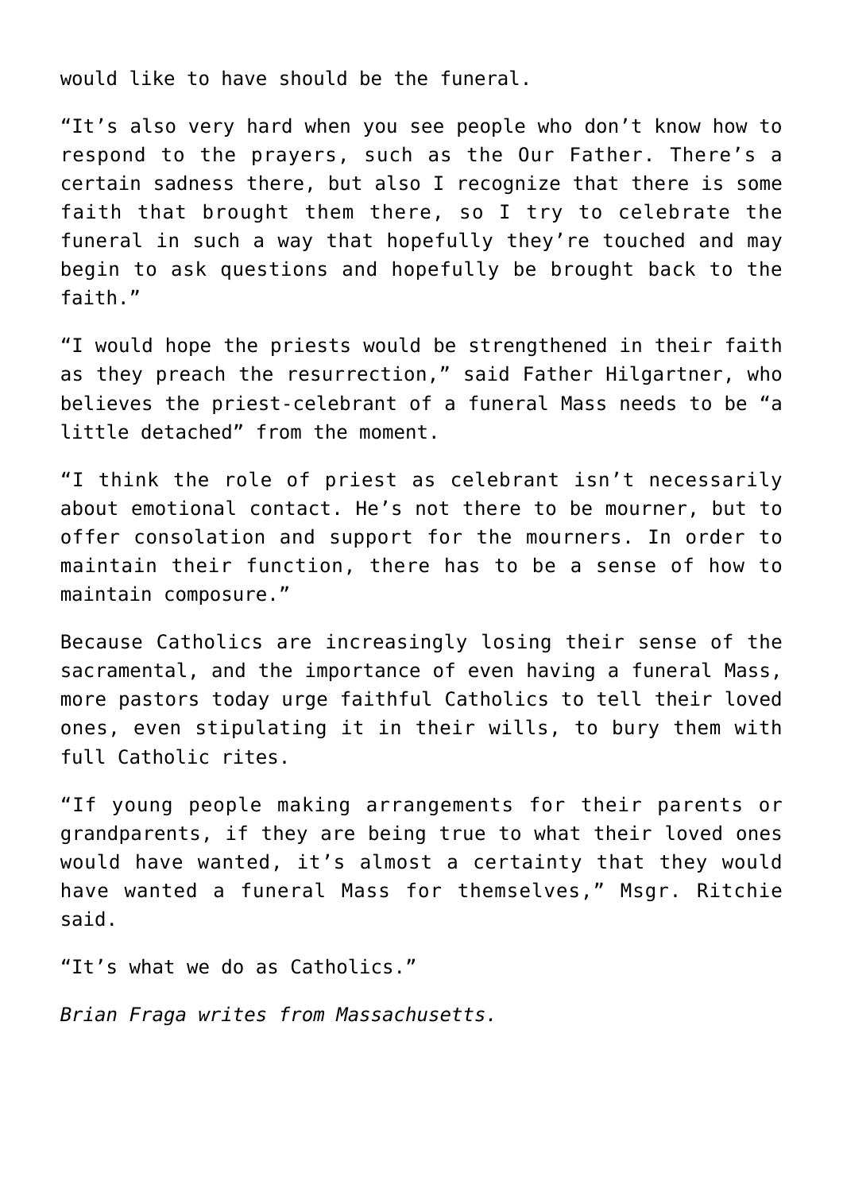would like to have should be the funeral.

"It's also very hard when you see people who don't know how to respond to the prayers, such as the Our Father. There's a certain sadness there, but also I recognize that there is some faith that brought them there, so I try to celebrate the funeral in such a way that hopefully they're touched and may begin to ask questions and hopefully be brought back to the faith."

"I would hope the priests would be strengthened in their faith as they preach the resurrection," said Father Hilgartner, who believes the priest-celebrant of a funeral Mass needs to be "a little detached" from the moment.

"I think the role of priest as celebrant isn't necessarily about emotional contact. He's not there to be mourner, but to offer consolation and support for the mourners. In order to maintain their function, there has to be a sense of how to maintain composure."

Because Catholics are increasingly losing their sense of the sacramental, and the importance of even having a funeral Mass, more pastors today urge faithful Catholics to tell their loved ones, even stipulating it in their wills, to bury them with full Catholic rites.

"If young people making arrangements for their parents or grandparents, if they are being true to what their loved ones would have wanted, it's almost a certainty that they would have wanted a funeral Mass for themselves," Msgr. Ritchie said.

"It's what we do as Catholics."

*Brian Fraga writes from Massachusetts.*